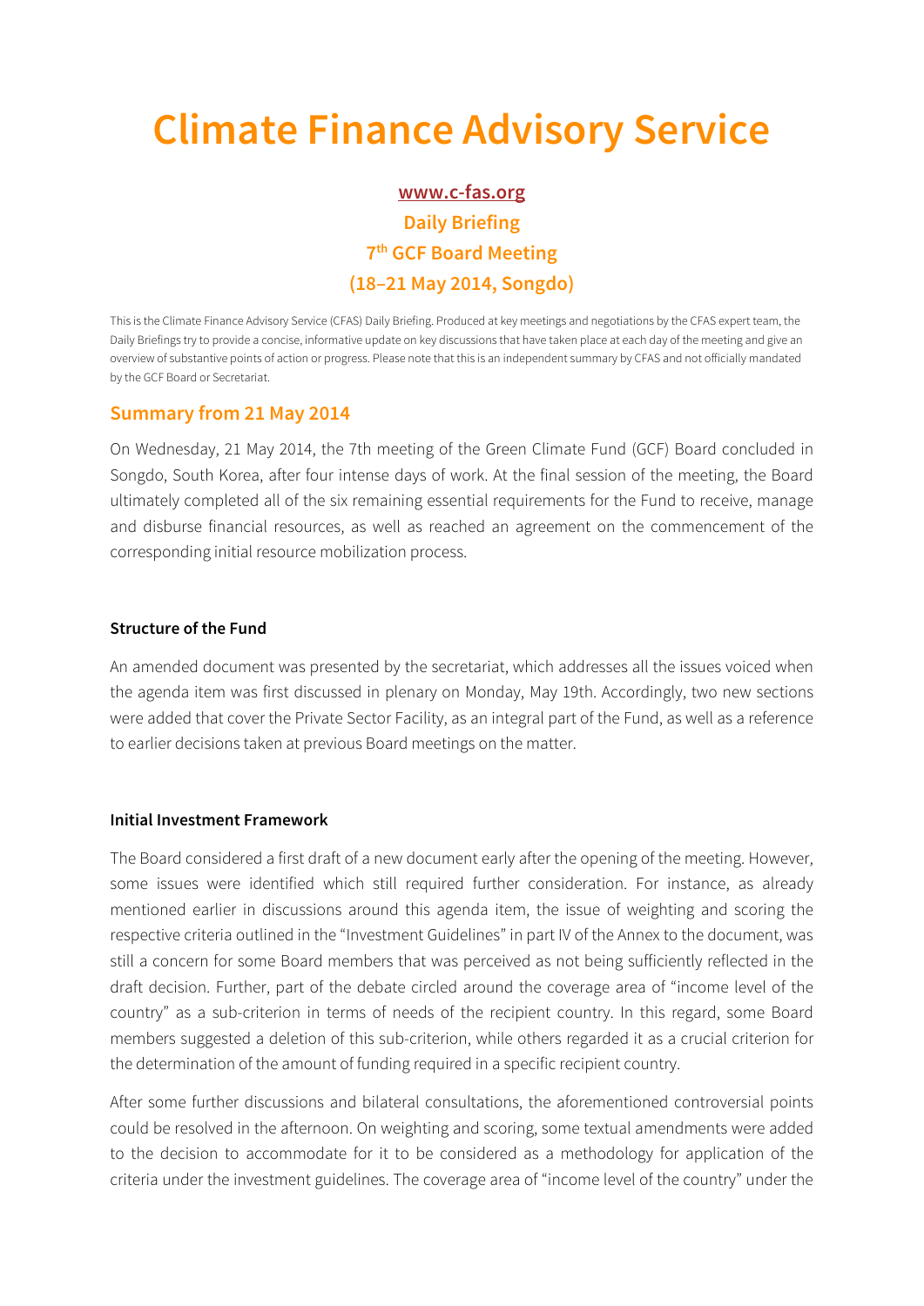# Climate Finance Advisory Service

**www.c-fas.org**

**Daily Briefing**

**7th GCF Board Meeting**

**(18–21 May 2014, Songdo)**

This is the Climate Finance Advisory Service (CFAS) Daily Briefing. Produced at key meetings and negotiations by the CFAS expert team, the Daily Briefings try to provide a concise, informative update on key discussions that have taken place at each day of the meeting and give an overview of substantive points of action or progress. Please note that this is an independent summary by CFAS and not officially mandated by the GCF Board or Secretariat.

## Summary from 21 May 2014

On Wednesday, 21 May 2014, the 7th meeting of the Green Climate Fund (GCF) Board concluded in Songdo, South Korea, after four intense days of work. At the final session of the meeting, the Board ultimately completed all of the six remaining essential requirements for the Fund to receive, manage and disburse financial resources, as well as reached an agreement on the commencement of the corresponding initial resource mobilization process.

### Structure of the Fund

An amended document was presented by the secretariat, which addresses all the issues voiced when the agenda item was first discussed in plenary on Monday, May 19th. Accordingly, two new sections were added that cover the Private Sector Facility, as an integral part of the Fund, as well as a reference to earlier decisions taken at previous Board meetings on the matter.

### Initial Investment Framework

The Board considered a first draft of a new document early after the opening of the meeting. However, some issues were identified which still required further consideration. For instance, as already mentioned earlier in discussions around this agenda item, the issue of weighting and scoring the respective criteria outlined in the "Investment Guidelines" in part IV of the Annex to the document, was still a concern for some Board members that was perceived as not being sufficiently reflected in the draft decision. Further, part of the debate circled around the coverage area of "income level of the country" as a sub-criterion in terms of needs of the recipient country. In this regard, some Board members suggested a deletion of this sub-criterion, while others regarded it as a crucial criterion for the determination of the amount of funding required in a specific recipient country.

After some further discussions and bilateral consultations, the aforementioned controversial points could be resolved in the afternoon. On weighting and scoring, some textual amendments were added to the decision to accommodate for it to be considered as a methodology for application of the criteria under the investment guidelines. The coverage area of "income level of the country" under the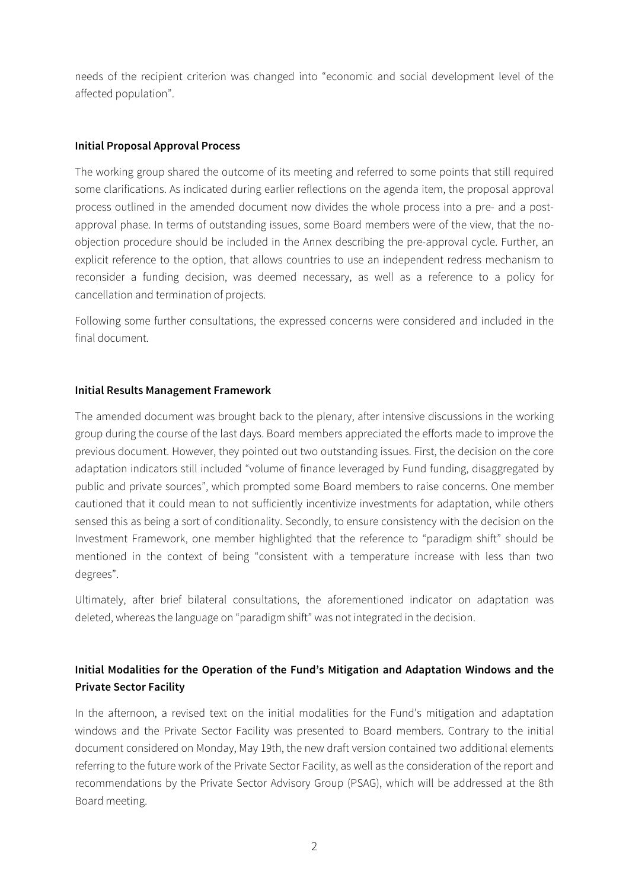needs of the recipient criterion was changed into "economic and social development level of the affected population".

**Initial Proposal Approval Process**

The working group shared the outcome of its meeting and referred to some points that still required some clarifications. As indicated during earlier reflections on the agenda item, the proposal approval process outlined in the amended document now divides the whole process into a pre- and a post-approval phase. In terms of outstanding issues, some Board members were of the view, that the no-objection procedure should be included in the Annex describing the pre-approval cycle. Further, an explicit reference to the option, that allows countries to use an independent redress mechanism to reconsider a funding decision, was deemed necessary, as well as a reference to a policy for cancellation and termination of projects.

Following some further consultations, the expressed concerns were considered and included in the final document.

**Initial Results Management Framework**

The amended document was brought back to the plenary, after intensive discussions in the working group during the course of the last days. Board members appreciated the efforts made to improve the previous document. However, they pointed out two outstanding issues. First, the decision on the core adaptation indicators still included "volume of finance leveraged by Fund funding, disaggregated by public and private sources", which prompted some Board members to raise concerns. One member cautioned that it could mean to not sufficiently incentivize investments for adaptation, while others sensed this as being a sort of conditionality. Secondly, to ensure consistency with the decision on the Investment Framework, one member highlighted that the reference to "paradigm shift" should be mentioned in the context of being "consistent with a temperature increase with less than two degrees".

Ultimately, after brief bilateral consultations, the aforementioned indicator on adaptation was deleted, whereas the language on "paradigm shift" was not integrated in the decision.

**Initial Modalities for the Operation of the Fund's Mitigation and Adaptation Windows and the Private Sector Facility**

In the afternoon, a revised text on the initial modalities for the Fund's mitigation and adaptation windows and the Private Sector Facility was presented to Board members. Contrary to the initial document considered on Monday, May 19th, the new draft version contained two additional elements referring to the future work of the Private Sector Facility, as well as the consideration of the report and recommendations by the Private Sector Advisory Group (PSAG), which will be addressed at the 8th Board meeting.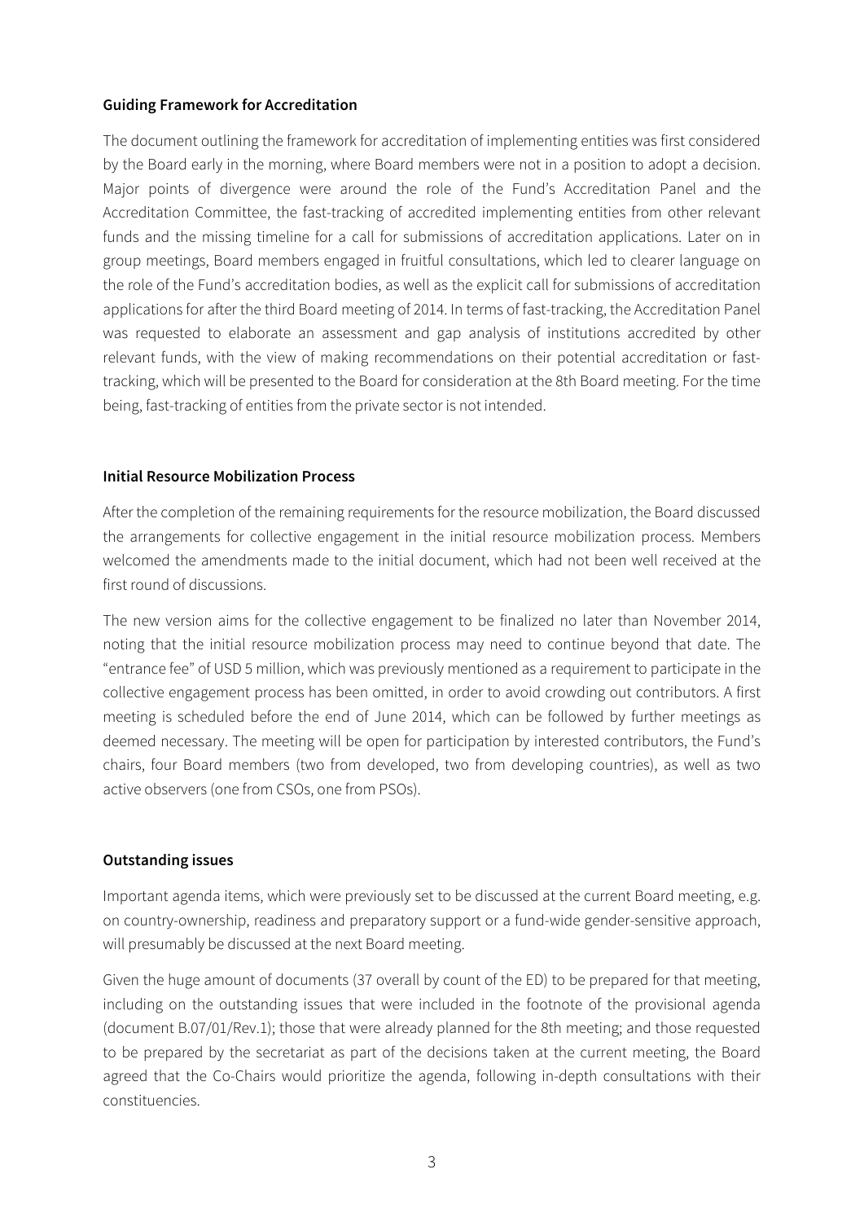**Guiding Framework for Accreditation**

The document outlining the framework for accreditation of implementing entities was first considered by the Board early in the morning, where Board members were not in a position to adopt a decision. Major points of divergence were around the role of the Fund's Accreditation Panel and the Accreditation Committee, the fast-tracking of accredited implementing entities from other relevant funds and the missing timeline for a call for submissions of accreditation applications. Later on in group meetings, Board members engaged in fruitful consultations, which led to clearer language on the role of the Fund's accreditation bodies, as well as the explicit call for submissions of accreditation applications for after the third Board meeting of 2014. In terms of fast-tracking, the Accreditation Panel was requested to elaborate an assessment and gap analysis of institutions accredited by other relevant funds, with the view of making recommendations on their potential accreditation or fast-tracking, which will be presented to the Board for consideration at the 8th Board meeting. For the time being, fast-tracking of entities from the private sector is not intended.

**Initial Resource Mobilization Process**

After the completion of the remaining requirements for the resource mobilization, the Board discussed the arrangements for collective engagement in the initial resource mobilization process. Members welcomed the amendments made to the initial document, which had not been well received at the first round of discussions.

The new version aims for the collective engagement to be finalized no later than November 2014, noting that the initial resource mobilization process may need to continue beyond that date. The "entrance fee" of USD 5 million, which was previously mentioned as a requirement to participate in the collective engagement process has been omitted, in order to avoid crowding out contributors. A first meeting is scheduled before the end of June 2014, which can be followed by further meetings as deemed necessary. The meeting will be open for participation by interested contributors, the Fund's chairs, four Board members (two from developed, two from developing countries), as well as two active observers (one from CSOs, one from PSOs).

**Outstanding issues**

Important agenda items, which were previously set to be discussed at the current Board meeting, e.g. on country-ownership, readiness and preparatory support or a fund-wide gender-sensitive approach, will presumably be discussed at the next Board meeting.

Given the huge amount of documents (37 overall by count of the ED) to be prepared for that meeting, including on the outstanding issues that were included in the footnote of the provisional agenda (document B.07/01/Rev.1); those that were already planned for the 8th meeting; and those requested to be prepared by the secretariat as part of the decisions taken at the current meeting, the Board agreed that the Co-Chairs would prioritize the agenda, following in-depth consultations with their constituencies.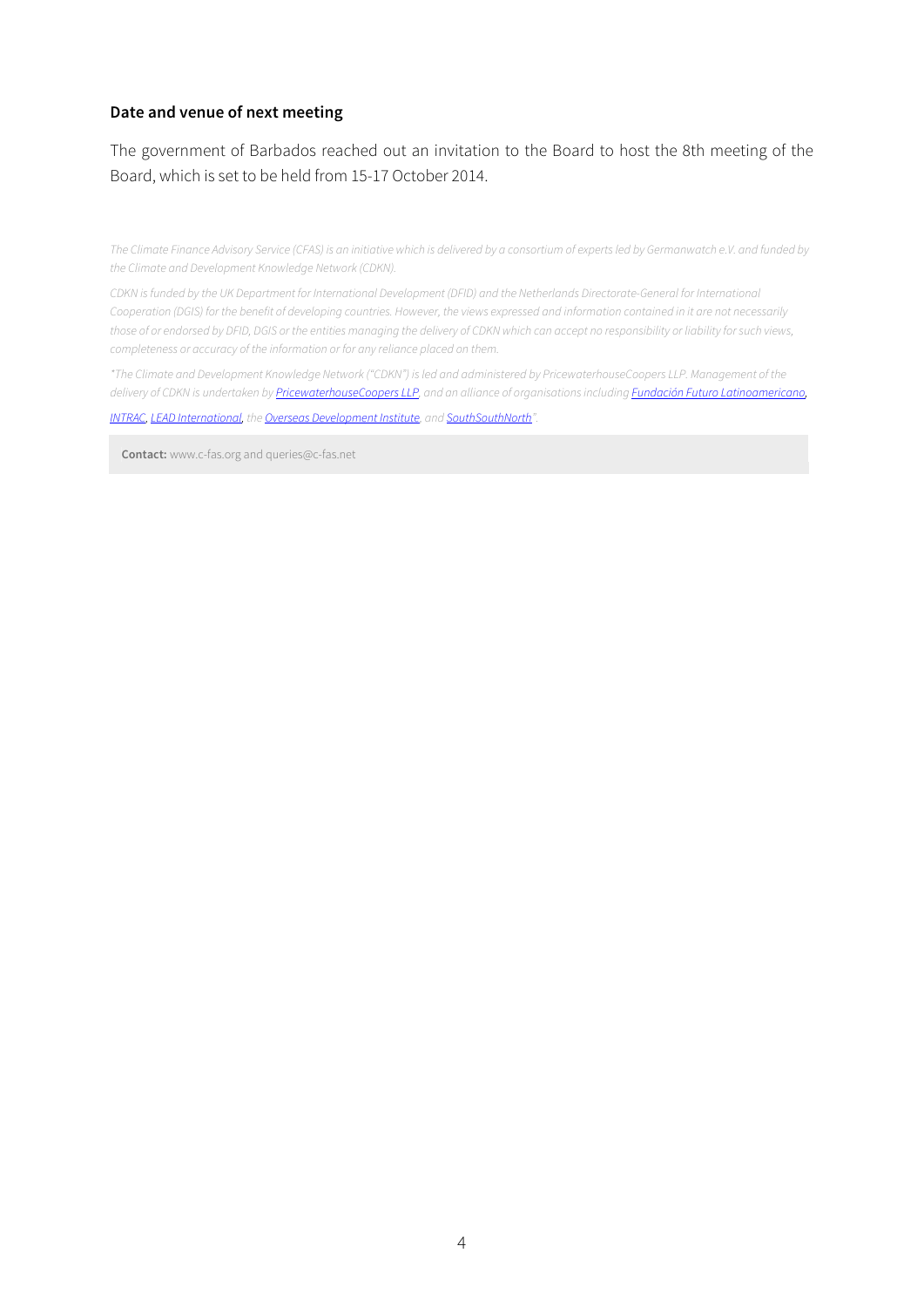### Date and venue of next meeting

The government of Barbados reached out an invitation to the Board to host the 8th meeting of the Board, which is set to be held from 15-17 October 2014.

*The Climate Finance Advisory Service (CFAS) is an initiative which is delivered by a consortium of experts led by Germanwatch e.V. and funded by the Climate and Development Knowledge Network (CDKN).*

*CDKN is funded by the UK Department for International Development (DFID) and the Netherlands Directorate-General for International Cooperation (DGIS) for the benefit of developing countries. However, the views expressed and information contained in it are not necessarily those of or endorsed by DFID, DGIS or the entities managing the delivery of CDKN which can accept no responsibility or liability for such views, completeness or accuracy of the information or for any reliance placed on them.*

*"The Climate and Development Knowledge Network ("CDKN") is led and administered by PricewaterhouseCoopers LLP. Management of the delivery of CDKN is undertaken by PricewaterhouseCoopers LLP, and an alliance of organisations including Fundación Futuro Latinoamericano, INTRAC, LEAD International, the Overseas Development Institute, and SouthSouthNorth".*

**Contact:** www.c-fas.org and queries@c-fas.net